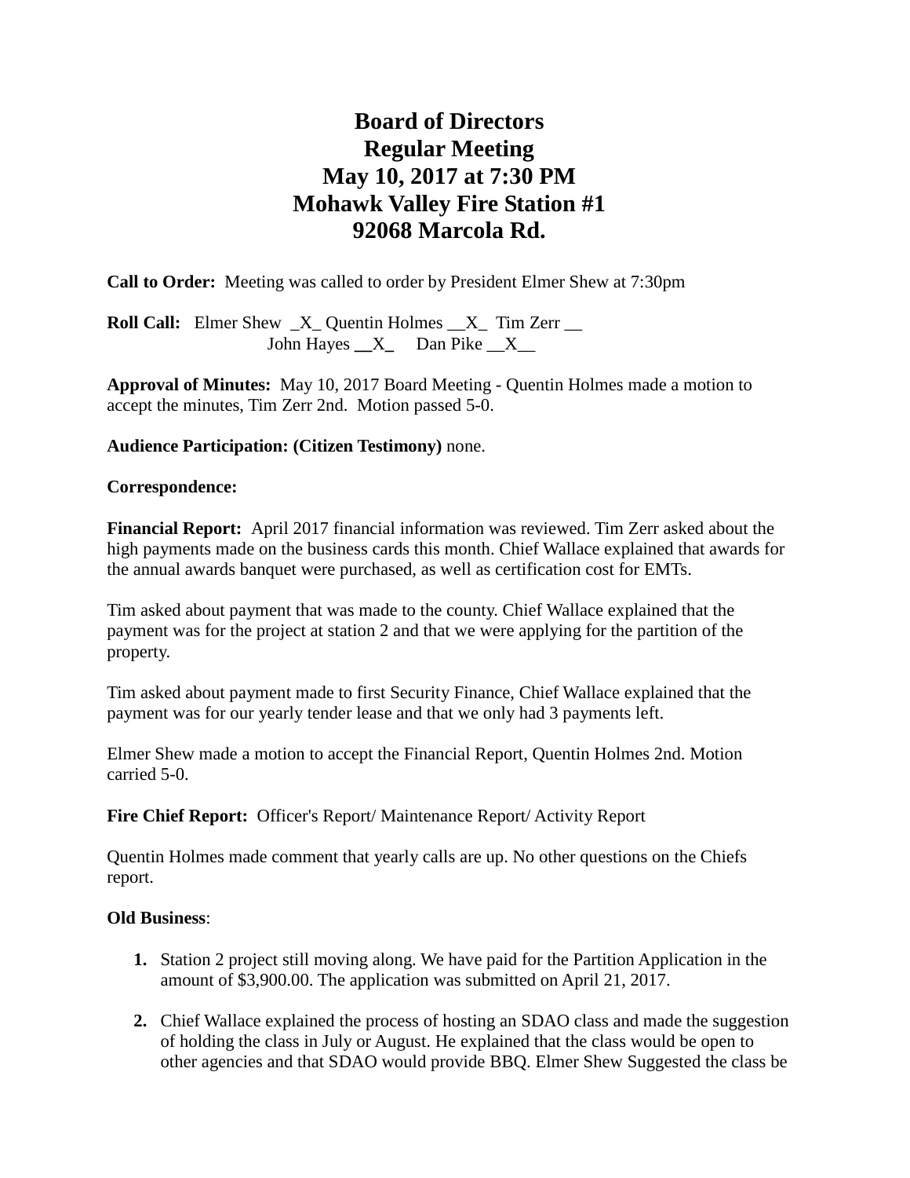# Board of Directors
# Regular Meeting
# May 10, 2017 at 7:30 PM
# Mohawk Valley Fire Station #1
# 92068 Marcola Rd.

**Call to Order:** Meeting was called to order by President Elmer Shew at 7:30pm

**Roll Call:** Elmer Shew _X_ Quentin Holmes __X_ Tim Zerr __
John Hayes __X_ Dan Pike __X__

**Approval of Minutes:** May 10, 2017 Board Meeting - Quentin Holmes made a motion to accept the minutes, Tim Zerr 2nd. Motion passed 5-0.

**Audience Participation: (Citizen Testimony)** none.

**Correspondence:**

**Financial Report:** April 2017 financial information was reviewed. Tim Zerr asked about the high payments made on the business cards this month. Chief Wallace explained that awards for the annual awards banquet were purchased, as well as certification cost for EMTs.

Tim asked about payment that was made to the county. Chief Wallace explained that the payment was for the project at station 2 and that we were applying for the partition of the property.

Tim asked about payment made to first Security Finance, Chief Wallace explained that the payment was for our yearly tender lease and that we only had 3 payments left.

Elmer Shew made a motion to accept the Financial Report, Quentin Holmes 2nd. Motion carried 5-0.

**Fire Chief Report:** Officer's Report/ Maintenance Report/ Activity Report

Quentin Holmes made comment that yearly calls are up. No other questions on the Chiefs report.

**Old Business**:

1. Station 2 project still moving along. We have paid for the Partition Application in the amount of $3,900.00. The application was submitted on April 21, 2017.

2. Chief Wallace explained the process of hosting an SDAO class and made the suggestion of holding the class in July or August. He explained that the class would be open to other agencies and that SDAO would provide BBQ. Elmer Shew Suggested the class be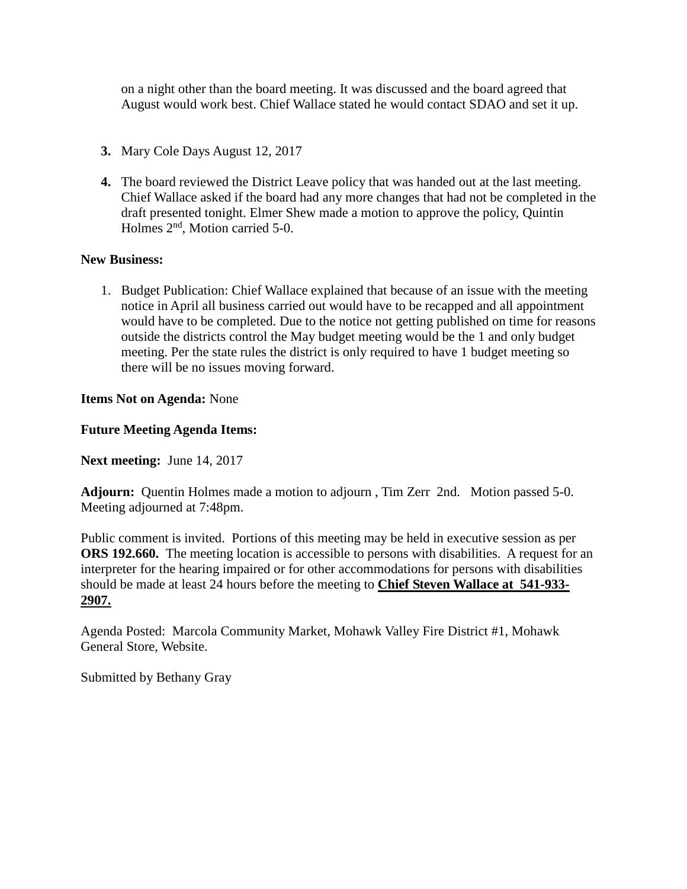on a night other than the board meeting. It was discussed and the board agreed that August would work best. Chief Wallace stated he would contact SDAO and set it up.

3. Mary Cole Days August 12, 2017

4. The board reviewed the District Leave policy that was handed out at the last meeting. Chief Wallace asked if the board had any more changes that had not be completed in the draft presented tonight. Elmer Shew made a motion to approve the policy, Quintin Holmes 2nd, Motion carried 5-0.

**New Business:**

1. Budget Publication: Chief Wallace explained that because of an issue with the meeting notice in April all business carried out would have to be recapped and all appointment would have to be completed. Due to the notice not getting published on time for reasons outside the districts control the May budget meeting would be the 1 and only budget meeting. Per the state rules the district is only required to have 1 budget meeting so there will be no issues moving forward.

**Items Not on Agenda:** None

**Future Meeting Agenda Items:**

**Next meeting:** June 14, 2017

**Adjourn:** Quentin Holmes made a motion to adjourn , Tim Zerr 2nd. Motion passed 5-0. Meeting adjourned at 7:48pm.

Public comment is invited. Portions of this meeting may be held in executive session as per **ORS 192.660.** The meeting location is accessible to persons with disabilities. A request for an interpreter for the hearing impaired or for other accommodations for persons with disabilities should be made at least 24 hours before the meeting to **Chief Steven Wallace at 541-933-2907.**

Agenda Posted: Marcola Community Market, Mohawk Valley Fire District #1, Mohawk General Store, Website.

Submitted by Bethany Gray